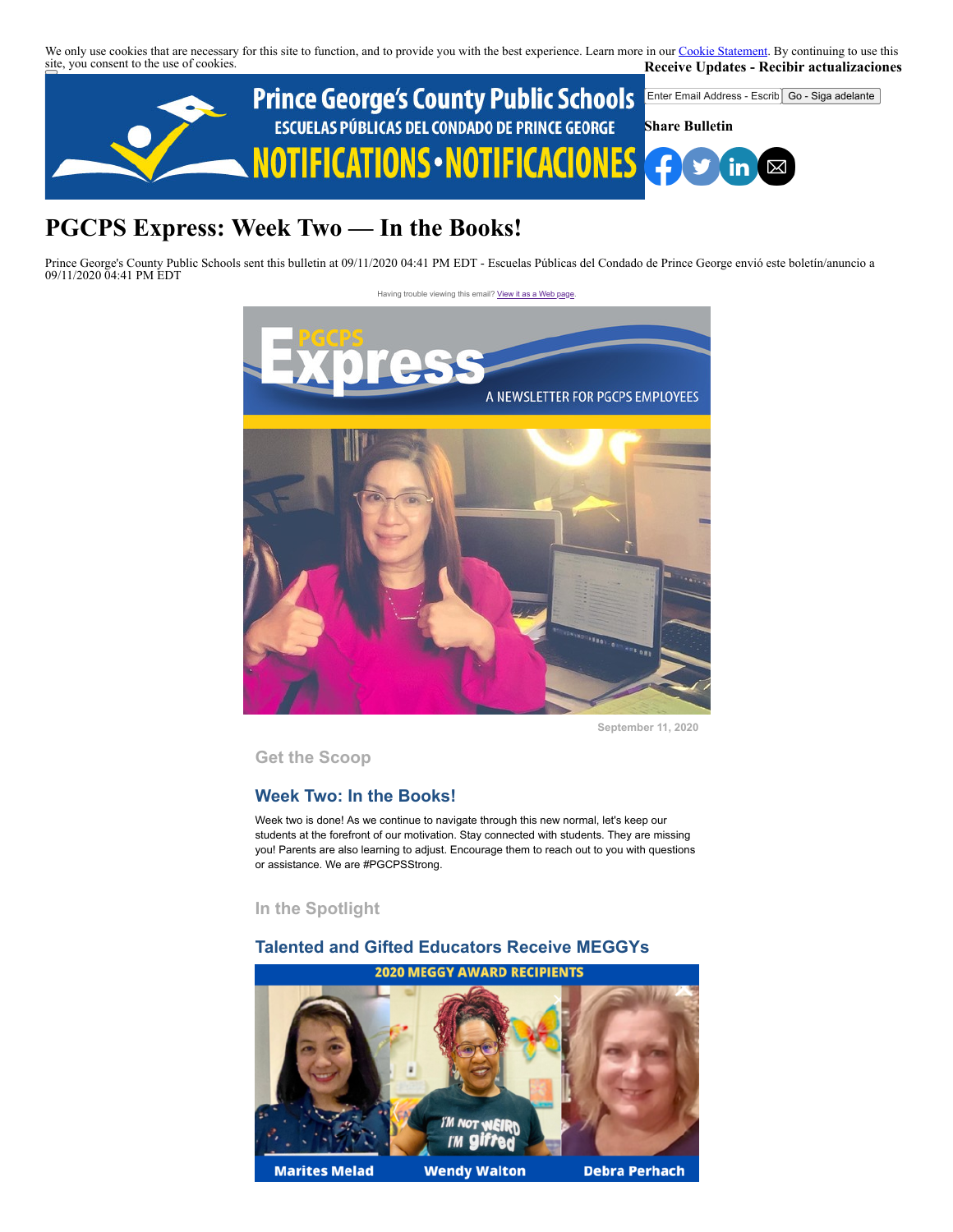We only use cookies that are necessary for this site to function, and to provide you with the best experience. Learn more in our Cookie Statement. By continuing to use this site, you consent to the use of cookies.

**Receive Updates - Recibir actualizaciones**

Enter Email Address - Escrib | Go - Siga adelante

**Share Bulletin**

# PGCPS Express: Week Two — In the Books!

Prince George's County Public Schools sent this bulletin at 09/11/2020 04:41 PM EDT - Escuelas Públicas del Condado de Prince George envió este boletín/anuncio a 09/11/2020 04:41 PM EDT

Having trouble viewing this email? View it as a Web page.

September 11, 2020

## Get the Scoop

### Week Two: In the Books!

Week two is done! As we continue to navigate through this new normal, let's keep our students at the forefront of our motivation. Stay connected with students. They are missing you! Parents are also learning to adjust. Encourage them to reach out to you with questions or assistance. We are #PGCPSStrong.

## In the Spotlight

### Talented and Gifted Educators Receive MEGGYs

2020 MEGGY AWARD RECIPIENTS

Marites Melad | Wendy Walton | Debra Perhach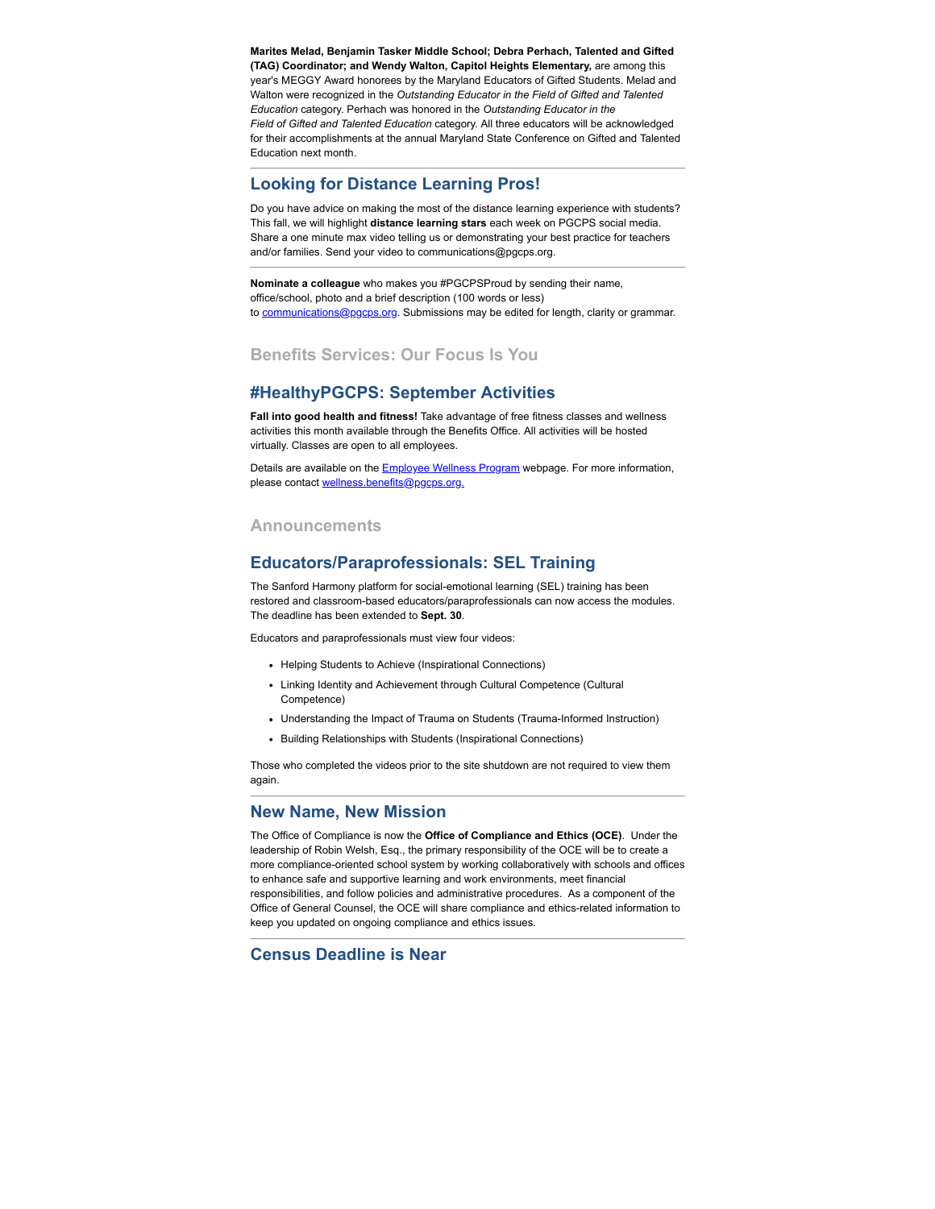**Marites Melad, Benjamin Tasker Middle School; Debra Perhach, Talented and Gifted (TAG) Coordinator; and Wendy Walton, Capitol Heights Elementary,** are among this year's MEGGY Award honorees by the Maryland Educators of Gifted Students. Melad and Walton were recognized in the *Outstanding Educator in the Field of Gifted and Talented Education* category. Perhach was honored in the *Outstanding Educator in the Field of Gifted and Talented Education* category. All three educators will be acknowledged for their accomplishments at the annual Maryland State Conference on Gifted and Talented Education next month.

---

## Looking for Distance Learning Pros!

Do you have advice on making the most of the distance learning experience with students? This fall, we will highlight **distance learning stars** each week on PGCPS social media. Share a one minute max video telling us or demonstrating your best practice for teachers and/or families. Send your video to communications@pgcps.org.

---

**Nominate a colleague** who makes you #PGCPSProud by sending their name, office/school, photo and a brief description (100 words or less) to communications@pgcps.org. Submissions may be edited for length, clarity or grammar.

### Benefits Services: Our Focus Is You

## #HealthyPGCPS: September Activities

**Fall into good health and fitness!** Take advantage of free fitness classes and wellness activities this month available through the Benefits Office. All activities will be hosted virtually. Classes are open to all employees.

Details are available on the Employee Wellness Program webpage. For more information, please contact wellness.benefits@pgcps.org.

### Announcements

## Educators/Paraprofessionals: SEL Training

The Sanford Harmony platform for social-emotional learning (SEL) training has been restored and classroom-based educators/paraprofessionals can now access the modules. The deadline has been extended to **Sept. 30**.

Educators and paraprofessionals must view four videos:

- Helping Students to Achieve (Inspirational Connections)
- Linking Identity and Achievement through Cultural Competence (Cultural Competence)
- Understanding the Impact of Trauma on Students (Trauma-Informed Instruction)
- Building Relationships with Students (Inspirational Connections)

Those who completed the videos prior to the site shutdown are not required to view them again.

---

## New Name, New Mission

The Office of Compliance is now the **Office of Compliance and Ethics (OCE)**. Under the leadership of Robin Welsh, Esq., the primary responsibility of the OCE will be to create a more compliance-oriented school system by working collaboratively with schools and offices to enhance safe and supportive learning and work environments, meet financial responsibilities, and follow policies and administrative procedures. As a component of the Office of General Counsel, the OCE will share compliance and ethics-related information to keep you updated on ongoing compliance and ethics issues.

---

## Census Deadline is Near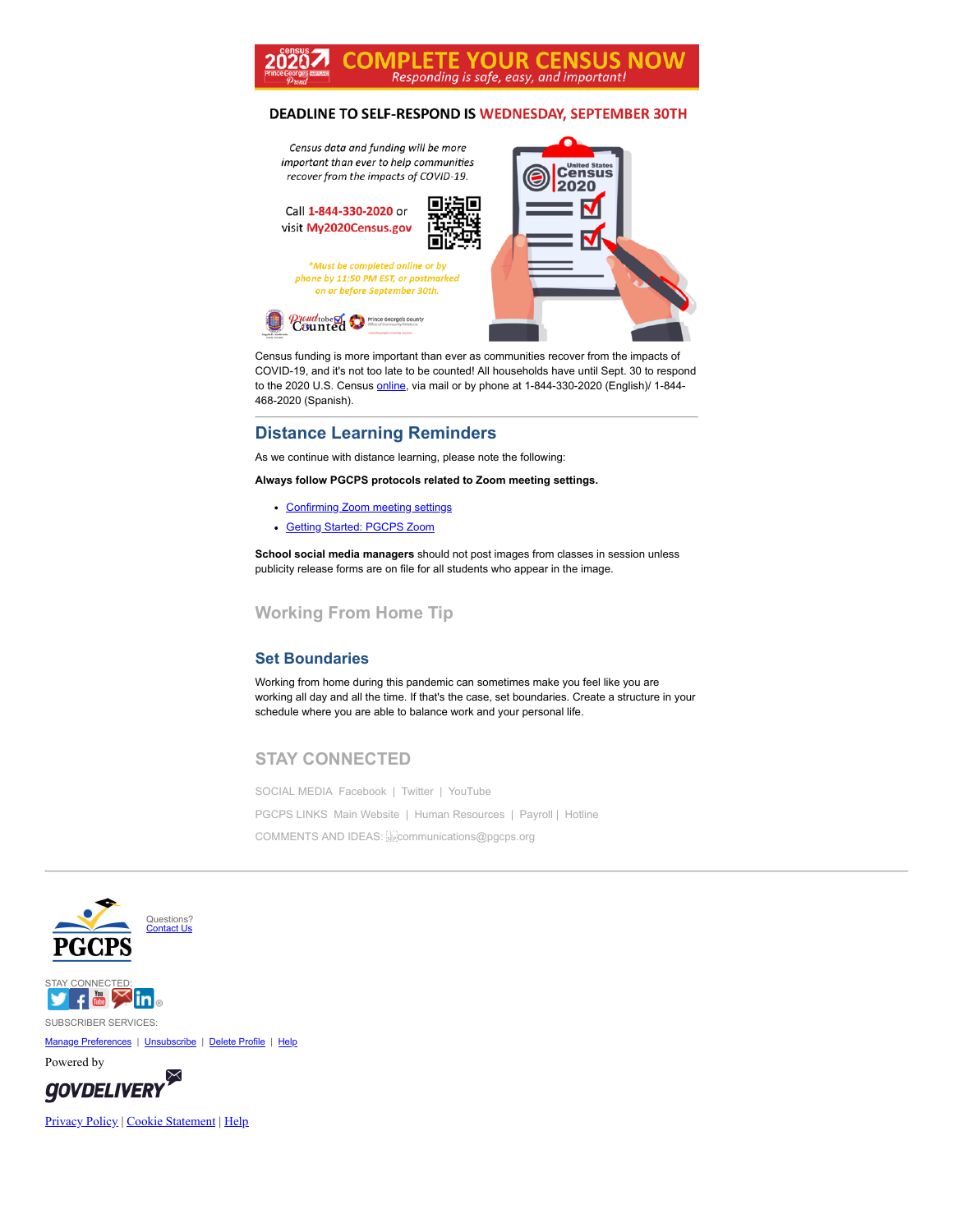# COMPLETE YOUR CENSUS NOW

*Responding is safe, easy, and important!*

**DEADLINE TO SELF-RESPOND IS WEDNESDAY, SEPTEMBER 30TH**

*Census data and funding will be more important than ever to help communities recover from the impacts of COVID-19.*

Call **1-844-330-2020** or visit **My2020Census.gov**

*\*Must be completed online or by phone by 11:50 PM EST, or postmarked on or before September 30th.*

Census funding is more important than ever as communities recover from the impacts of COVID-19, and it's not too late to be counted! All households have until Sept. 30 to respond to the 2020 U.S. Census online, via mail or by phone at 1-844-330-2020 (English)/ 1-844-468-2020 (Spanish).

---

## Distance Learning Reminders

As we continue with distance learning, please note the following:

**Always follow PGCPS protocols related to Zoom meeting settings.**

- Confirming Zoom meeting settings
- Getting Started: PGCPS Zoom

**School social media managers** should not post images from classes in session unless publicity release forms are on file for all students who appear in the image.

## Working From Home Tip

### Set Boundaries

Working from home during this pandemic can sometimes make you feel like you are working all day and all the time. If that's the case, set boundaries. Create a structure in your schedule where you are able to balance work and your personal life.

## STAY CONNECTED

SOCIAL MEDIA Facebook | Twitter | YouTube

PGCPS LINKS Main Website | Human Resources | Payroll | Hotline

COMMENTS AND IDEAS: communications@pgcps.org

---

Questions? Contact Us

STAY CONNECTED:

SUBSCRIBER SERVICES:

Manage Preferences | Unsubscribe | Delete Profile | Help

Powered by GOVDELIVERY

Privacy Policy | Cookie Statement | Help